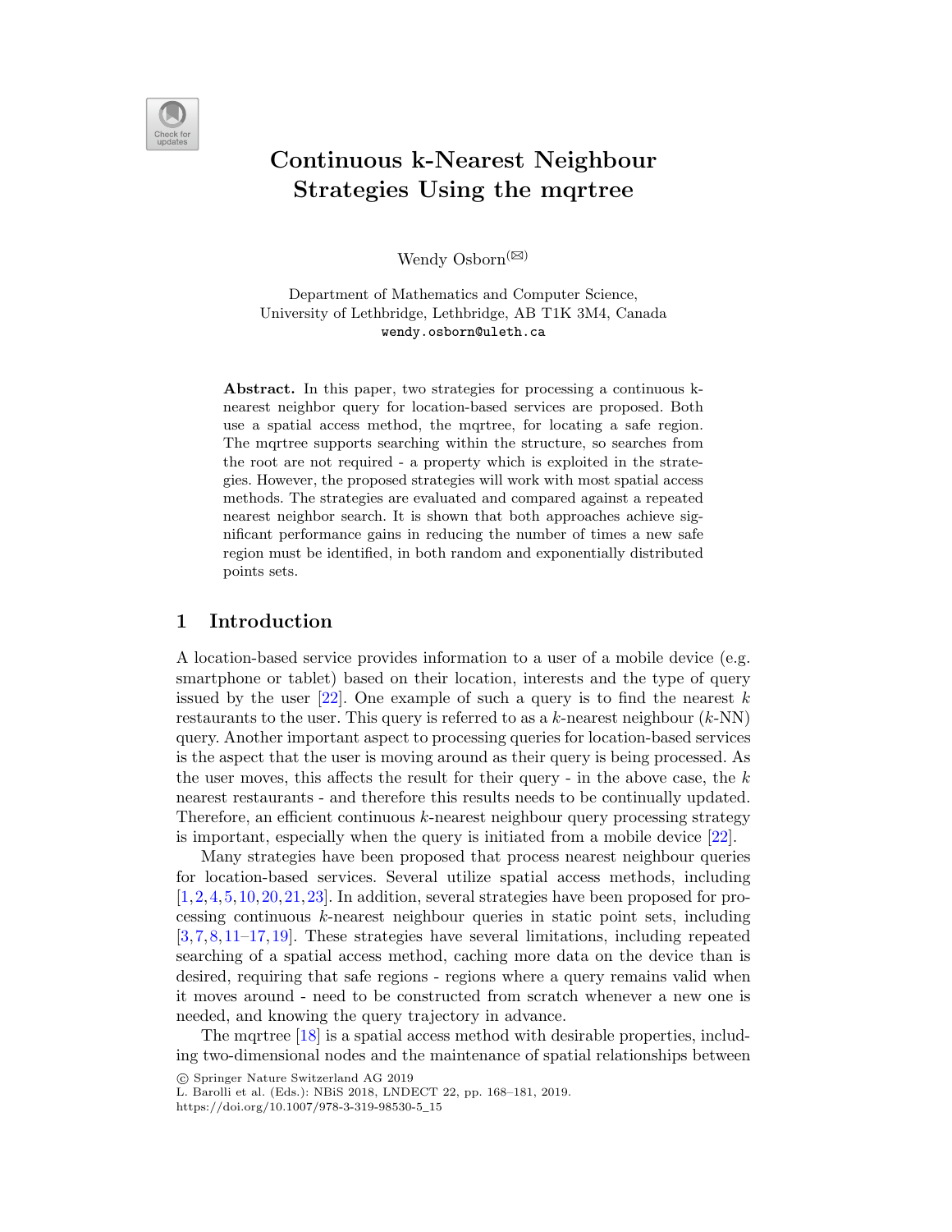# Continuous k-Nearest Neighbour Strategies Using the mqrtree

Wendy Osborn(✉)

Department of Mathematics and Computer Science,
University of Lethbridge, Lethbridge, AB T1K 3M4, Canada
wendy.osborn@uleth.ca

**Abstract.** In this paper, two strategies for processing a continuous k-nearest neighbor query for location-based services are proposed. Both use a spatial access method, the mqrtree, for locating a safe region. The mqrtree supports searching within the structure, so searches from the root are not required - a property which is exploited in the strategies. However, the proposed strategies will work with most spatial access methods. The strategies are evaluated and compared against a repeated nearest neighbor search. It is shown that both approaches achieve significant performance gains in reducing the number of times a new safe region must be identified, in both random and exponentially distributed points sets.

## 1 Introduction

A location-based service provides information to a user of a mobile device (e.g. smartphone or tablet) based on their location, interests and the type of query issued by the user [22]. One example of such a query is to find the nearest $k$ restaurants to the user. This query is referred to as a $k$-nearest neighbour ($k$-NN) query. Another important aspect to processing queries for location-based services is the aspect that the user is moving around as their query is being processed. As the user moves, this affects the result for their query - in the above case, the $k$ nearest restaurants - and therefore this results needs to be continually updated. Therefore, an efficient continuous $k$-nearest neighbour query processing strategy is important, especially when the query is initiated from a mobile device [22].

Many strategies have been proposed that process nearest neighbour queries for location-based services. Several utilize spatial access methods, including [1,2,4,5,10,20,21,23]. In addition, several strategies have been proposed for processing continuous $k$-nearest neighbour queries in static point sets, including [3,7,8,11–17,19]. These strategies have several limitations, including repeated searching of a spatial access method, caching more data on the device than is desired, requiring that safe regions - regions where a query remains valid when it moves around - need to be constructed from scratch whenever a new one is needed, and knowing the query trajectory in advance.

The mqrtree [18] is a spatial access method with desirable properties, including two-dimensional nodes and the maintenance of spatial relationships between

© Springer Nature Switzerland AG 2019
L. Barolli et al. (Eds.): NBiS 2018, LNDECT 22, pp. 168–181, 2019.
https://doi.org/10.1007/978-3-319-98530-5_15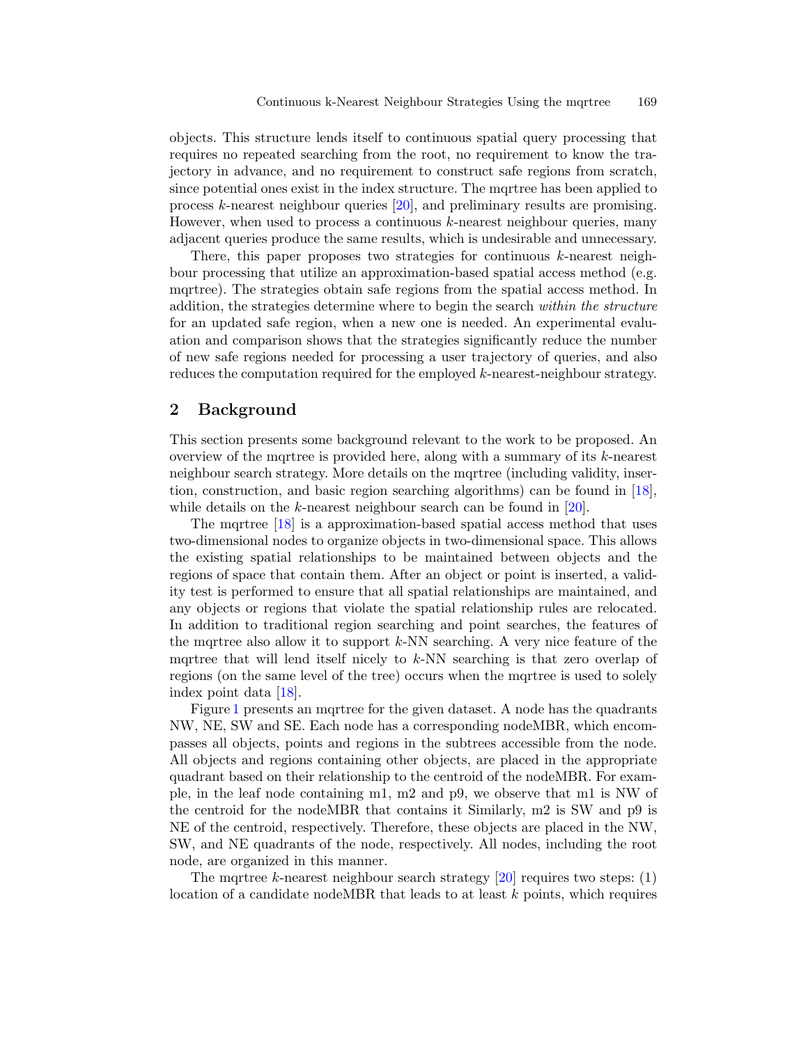objects. This structure lends itself to continuous spatial query processing that requires no repeated searching from the root, no requirement to know the trajectory in advance, and no requirement to construct safe regions from scratch, since potential ones exist in the index structure. The mqrtree has been applied to process $k$-nearest neighbour queries [20], and preliminary results are promising. However, when used to process a continuous $k$-nearest neighbour queries, many adjacent queries produce the same results, which is undesirable and unnecessary.

There, this paper proposes two strategies for continuous $k$-nearest neighbour processing that utilize an approximation-based spatial access method (e.g. mqrtree). The strategies obtain safe regions from the spatial access method. In addition, the strategies determine where to begin the search *within the structure* for an updated safe region, when a new one is needed. An experimental evaluation and comparison shows that the strategies significantly reduce the number of new safe regions needed for processing a user trajectory of queries, and also reduces the computation required for the employed $k$-nearest-neighbour strategy.

## 2 Background

This section presents some background relevant to the work to be proposed. An overview of the mqrtree is provided here, along with a summary of its $k$-nearest neighbour search strategy. More details on the mqrtree (including validity, insertion, construction, and basic region searching algorithms) can be found in [18], while details on the $k$-nearest neighbour search can be found in [20].

The mqrtree [18] is a approximation-based spatial access method that uses two-dimensional nodes to organize objects in two-dimensional space. This allows the existing spatial relationships to be maintained between objects and the regions of space that contain them. After an object or point is inserted, a validity test is performed to ensure that all spatial relationships are maintained, and any objects or regions that violate the spatial relationship rules are relocated. In addition to traditional region searching and point searches, the features of the mqrtree also allow it to support $k$-NN searching. A very nice feature of the mqrtree that will lend itself nicely to $k$-NN searching is that zero overlap of regions (on the same level of the tree) occurs when the mqrtree is used to solely index point data [18].

Figure 1 presents an mqrtree for the given dataset. A node has the quadrants NW, NE, SW and SE. Each node has a corresponding nodeMBR, which encompasses all objects, points and regions in the subtrees accessible from the node. All objects and regions containing other objects, are placed in the appropriate quadrant based on their relationship to the centroid of the nodeMBR. For example, in the leaf node containing m1, m2 and p9, we observe that m1 is NW of the centroid for the nodeMBR that contains it Similarly, m2 is SW and p9 is NE of the centroid, respectively. Therefore, these objects are placed in the NW, SW, and NE quadrants of the node, respectively. All nodes, including the root node, are organized in this manner.

The mqrtree $k$-nearest neighbour search strategy [20] requires two steps: (1) location of a candidate nodeMBR that leads to at least $k$ points, which requires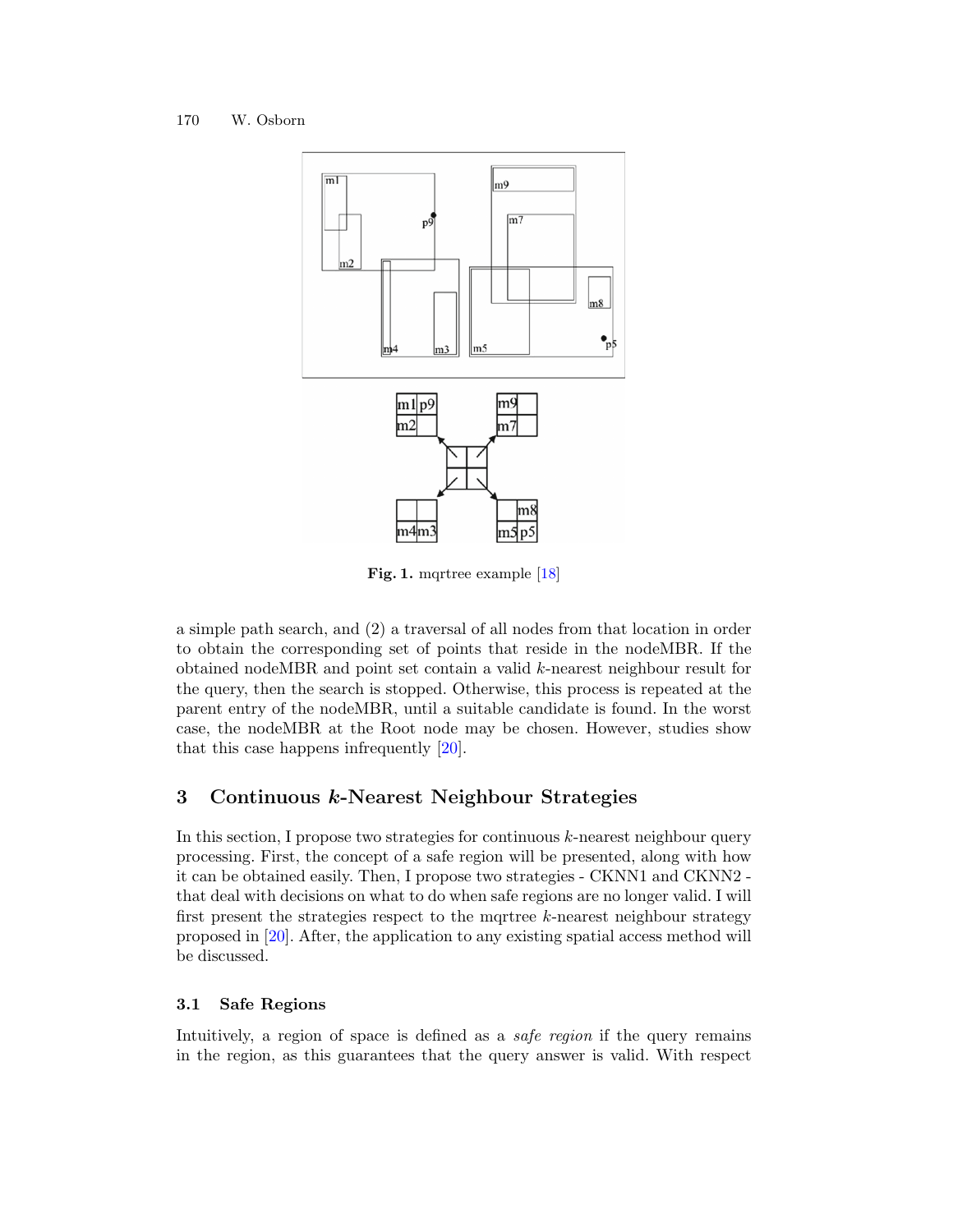Fig. 1. mqrtree example [18]

a simple path search, and (2) a traversal of all nodes from that location in order to obtain the corresponding set of points that reside in the nodeMBR. If the obtained nodeMBR and point set contain a valid $k$-nearest neighbour result for the query, then the search is stopped. Otherwise, this process is repeated at the parent entry of the nodeMBR, until a suitable candidate is found. In the worst case, the nodeMBR at the Root node may be chosen. However, studies show that this case happens infrequently [20].

## 3 Continuous $k$-Nearest Neighbour Strategies

In this section, I propose two strategies for continuous $k$-nearest neighbour query processing. First, the concept of a safe region will be presented, along with how it can be obtained easily. Then, I propose two strategies - CKNN1 and CKNN2 - that deal with decisions on what to do when safe regions are no longer valid. I will first present the strategies respect to the mqrtree $k$-nearest neighbour strategy proposed in [20]. After, the application to any existing spatial access method will be discussed.

### 3.1 Safe Regions

Intuitively, a region of space is defined as a *safe region* if the query remains in the region, as this guarantees that the query answer is valid. With respect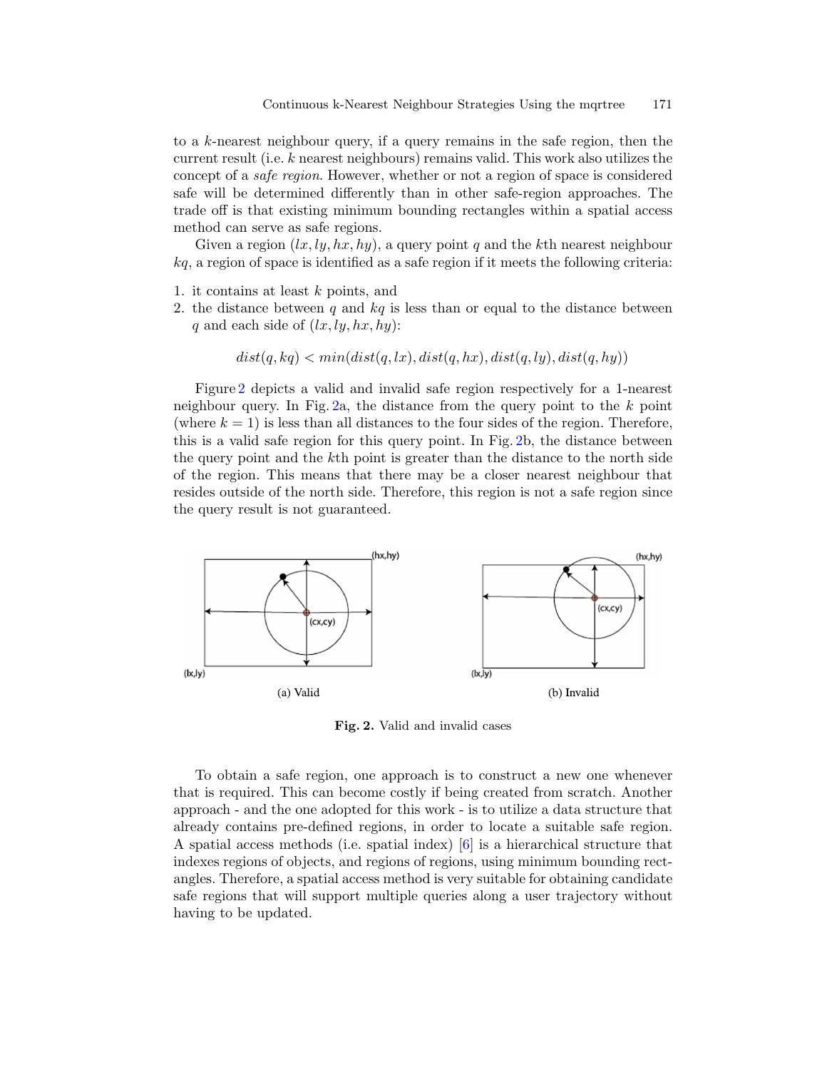to a $k$-nearest neighbour query, if a query remains in the safe region, then the current result (i.e. $k$ nearest neighbours) remains valid. This work also utilizes the concept of a *safe region*. However, whether or not a region of space is considered safe will be determined differently than in other safe-region approaches. The trade off is that existing minimum bounding rectangles within a spatial access method can serve as safe regions.

Given a region $(lx, ly, hx, hy)$, a query point $q$ and the $k$th nearest neighbour $kq$, a region of space is identified as a safe region if it meets the following criteria:

1. it contains at least $k$ points, and
2. the distance between $q$ and $kq$ is less than or equal to the distance between $q$ and each side of $(lx, ly, hx, hy)$:

$$dist(q, kq) < min(dist(q, lx), dist(q, hx), dist(q, ly), dist(q, hy))$$

Figure 2 depicts a valid and invalid safe region respectively for a 1-nearest neighbour query. In Fig. 2a, the distance from the query point to the $k$ point (where $k = 1$) is less than all distances to the four sides of the region. Therefore, this is a valid safe region for this query point. In Fig. 2b, the distance between the query point and the $k$th point is greater than the distance to the north side of the region. This means that there may be a closer nearest neighbour that resides outside of the north side. Therefore, this region is not a safe region since the query result is not guaranteed.

(a) Valid

(b) Invalid

**Fig. 2.** Valid and invalid cases

To obtain a safe region, one approach is to construct a new one whenever that is required. This can become costly if being created from scratch. Another approach - and the one adopted for this work - is to utilize a data structure that already contains pre-defined regions, in order to locate a suitable safe region. A spatial access methods (i.e. spatial index) [6] is a hierarchical structure that indexes regions of objects, and regions of regions, using minimum bounding rectangles. Therefore, a spatial access method is very suitable for obtaining candidate safe regions that will support multiple queries along a user trajectory without having to be updated.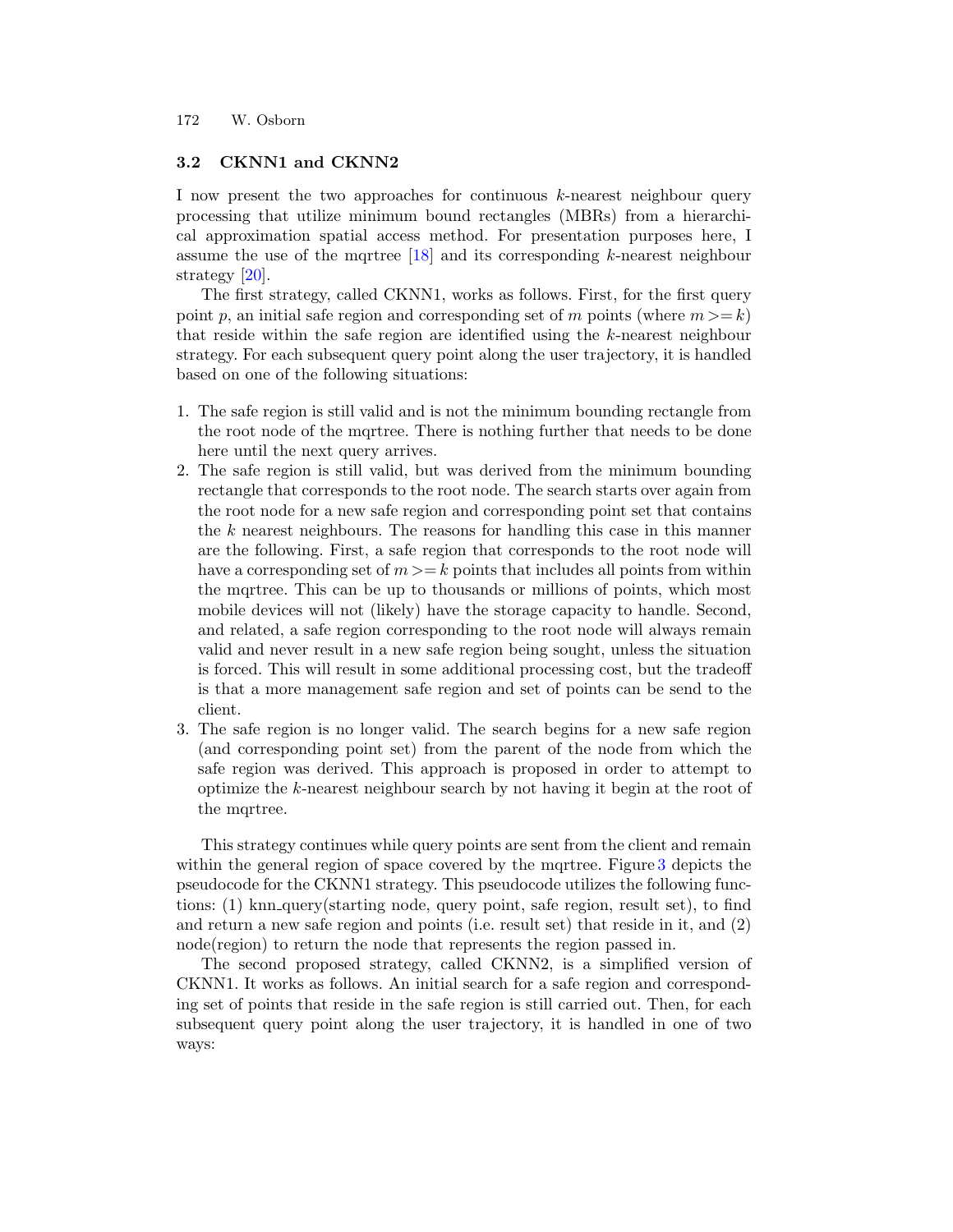### 3.2 CKNN1 and CKNN2

I now present the two approaches for continuous $k$-nearest neighbour query processing that utilize minimum bound rectangles (MBRs) from a hierarchical approximation spatial access method. For presentation purposes here, I assume the use of the mqrtree [18] and its corresponding $k$-nearest neighbour strategy [20].

The first strategy, called CKNN1, works as follows. First, for the first query point $p$, an initial safe region and corresponding set of $m$ points (where $m >= k$) that reside within the safe region are identified using the $k$-nearest neighbour strategy. For each subsequent query point along the user trajectory, it is handled based on one of the following situations:

1. The safe region is still valid and is not the minimum bounding rectangle from the root node of the mqrtree. There is nothing further that needs to be done here until the next query arrives.
2. The safe region is still valid, but was derived from the minimum bounding rectangle that corresponds to the root node. The search starts over again from the root node for a new safe region and corresponding point set that contains the $k$ nearest neighbours. The reasons for handling this case in this manner are the following. First, a safe region that corresponds to the root node will have a corresponding set of $m >= k$ points that includes all points from within the mqrtree. This can be up to thousands or millions of points, which most mobile devices will not (likely) have the storage capacity to handle. Second, and related, a safe region corresponding to the root node will always remain valid and never result in a new safe region being sought, unless the situation is forced. This will result in some additional processing cost, but the tradeoff is that a more management safe region and set of points can be send to the client.
3. The safe region is no longer valid. The search begins for a new safe region (and corresponding point set) from the parent of the node from which the safe region was derived. This approach is proposed in order to attempt to optimize the $k$-nearest neighbour search by not having it begin at the root of the mqrtree.

This strategy continues while query points are sent from the client and remain within the general region of space covered by the mqrtree. Figure 3 depicts the pseudocode for the CKNN1 strategy. This pseudocode utilizes the following functions: (1) knn_query(starting node, query point, safe region, result set), to find and return a new safe region and points (i.e. result set) that reside in it, and (2) node(region) to return the node that represents the region passed in.

The second proposed strategy, called CKNN2, is a simplified version of CKNN1. It works as follows. An initial search for a safe region and corresponding set of points that reside in the safe region is still carried out. Then, for each subsequent query point along the user trajectory, it is handled in one of two ways: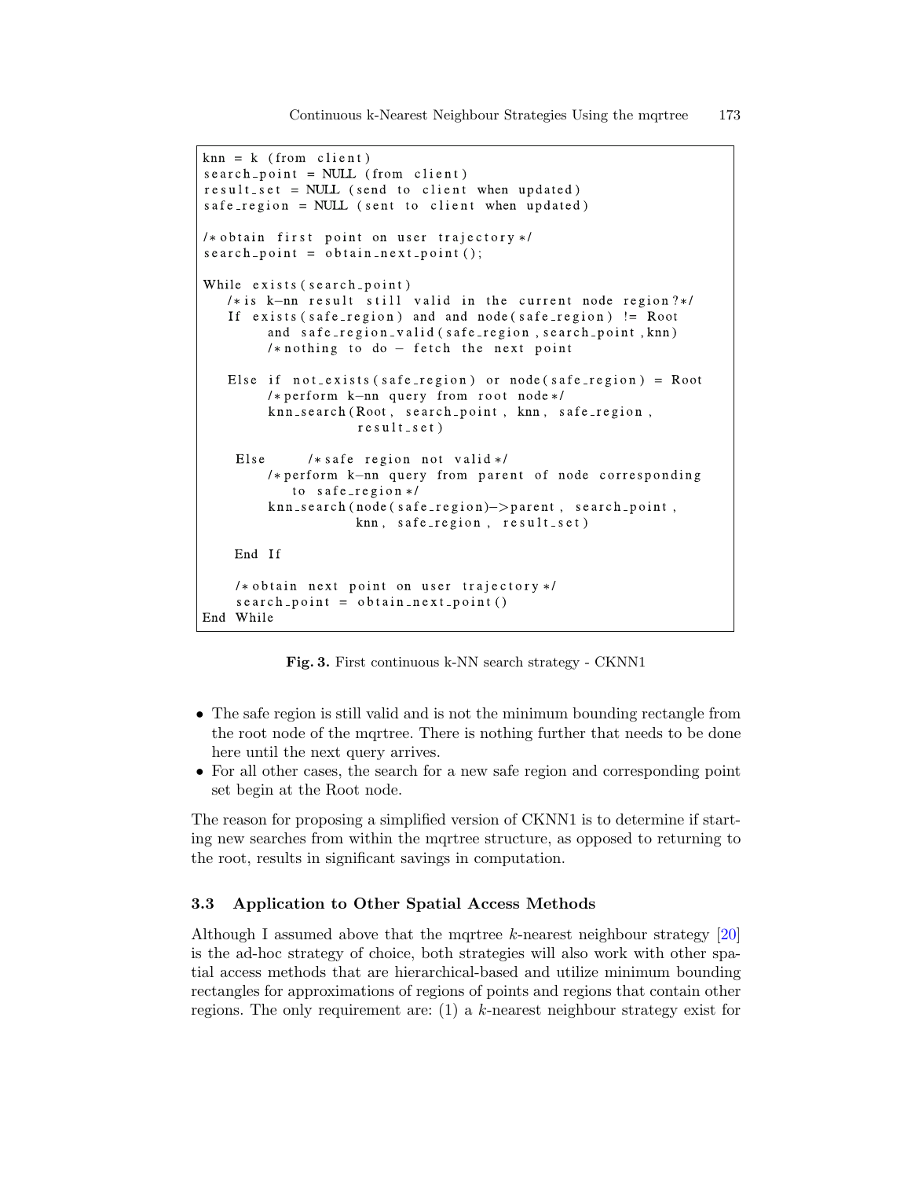```
knn = k (from client)
search_point = NULL (from client)
result_set = NULL (send to client when updated)
safe_region = NULL (sent to client when updated)

/*obtain first point on user trajectory*/
search_point = obtain_next_point();

While exists(search_point)
   /*is k-nn result still valid in the current node region?*/
   If exists(safe_region) and and node(safe_region) != Root
        and safe_region_valid(safe_region,search_point,knn)
        /*nothing to do - fetch the next point

   Else if not_exists(safe_region) or node(safe_region) = Root
        /*perform k-nn query from root node*/
        knn_search(Root, search_point, knn, safe_region,
                   result_set)

    Else      /*safe region not valid*/
        /*perform k-nn query from parent of node corresponding
           to safe_region*/
        knn_search(node(safe_region)->parent, search_point,
                   knn, safe_region, result_set)

    End If

    /*obtain next point on user trajectory*/
    search_point = obtain_next_point()
End While
```

**Fig. 3.** First continuous k-NN search strategy - CKNN1

- The safe region is still valid and is not the minimum bounding rectangle from the root node of the mqrtree. There is nothing further that needs to be done here until the next query arrives.
- For all other cases, the search for a new safe region and corresponding point set begin at the Root node.

The reason for proposing a simplified version of CKNN1 is to determine if starting new searches from within the mqrtree structure, as opposed to returning to the root, results in significant savings in computation.

### 3.3 Application to Other Spatial Access Methods

Although I assumed above that the mqrtree $k$-nearest neighbour strategy [20] is the ad-hoc strategy of choice, both strategies will also work with other spatial access methods that are hierarchical-based and utilize minimum bounding rectangles for approximations of regions of points and regions that contain other regions. The only requirement are: (1) a $k$-nearest neighbour strategy exist for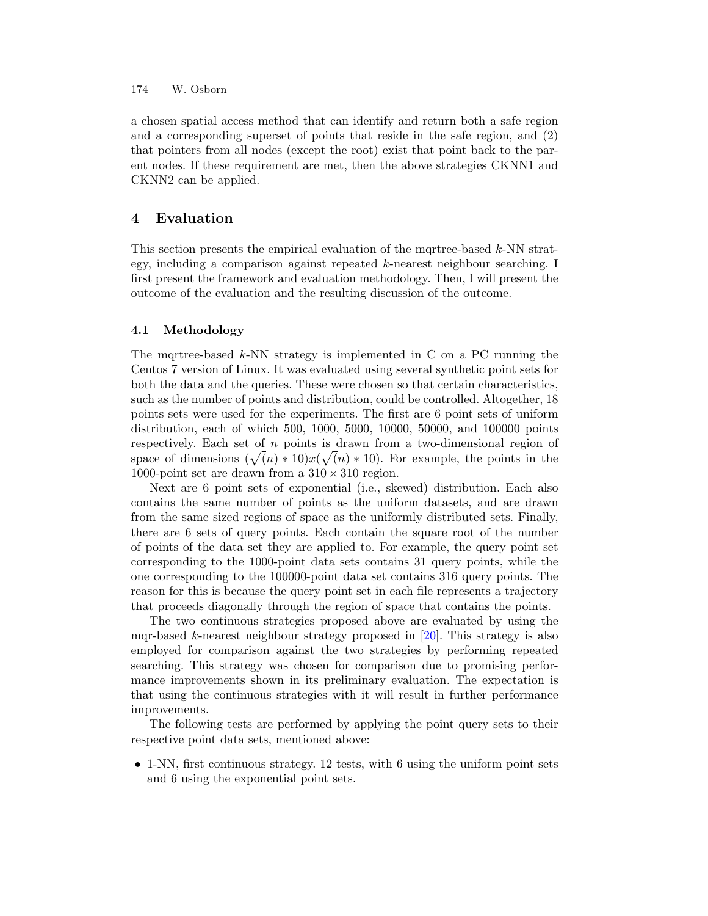a chosen spatial access method that can identify and return both a safe region and a corresponding superset of points that reside in the safe region, and (2) that pointers from all nodes (except the root) exist that point back to the parent nodes. If these requirement are met, then the above strategies CKNN1 and CKNN2 can be applied.

## 4 Evaluation

This section presents the empirical evaluation of the mqrtree-based $k$-NN strategy, including a comparison against repeated $k$-nearest neighbour searching. I first present the framework and evaluation methodology. Then, I will present the outcome of the evaluation and the resulting discussion of the outcome.

### 4.1 Methodology

The mqrtree-based $k$-NN strategy is implemented in C on a PC running the Centos 7 version of Linux. It was evaluated using several synthetic point sets for both the data and the queries. These were chosen so that certain characteristics, such as the number of points and distribution, could be controlled. Altogether, 18 points sets were used for the experiments. The first are 6 point sets of uniform distribution, each of which 500, 1000, 5000, 10000, 50000, and 100000 points respectively. Each set of $n$ points is drawn from a two-dimensional region of space of dimensions $(\sqrt(n) * 10)x(\sqrt(n) * 10)$. For example, the points in the 1000-point set are drawn from a $310 \times 310$ region.

Next are 6 point sets of exponential (i.e., skewed) distribution. Each also contains the same number of points as the uniform datasets, and are drawn from the same sized regions of space as the uniformly distributed sets. Finally, there are 6 sets of query points. Each contain the square root of the number of points of the data set they are applied to. For example, the query point set corresponding to the 1000-point data sets contains 31 query points, while the one corresponding to the 100000-point data set contains 316 query points. The reason for this is because the query point set in each file represents a trajectory that proceeds diagonally through the region of space that contains the points.

The two continuous strategies proposed above are evaluated by using the mqr-based $k$-nearest neighbour strategy proposed in [20]. This strategy is also employed for comparison against the two strategies by performing repeated searching. This strategy was chosen for comparison due to promising performance improvements shown in its preliminary evaluation. The expectation is that using the continuous strategies with it will result in further performance improvements.

The following tests are performed by applying the point query sets to their respective point data sets, mentioned above:

- 1-NN, first continuous strategy. 12 tests, with 6 using the uniform point sets and 6 using the exponential point sets.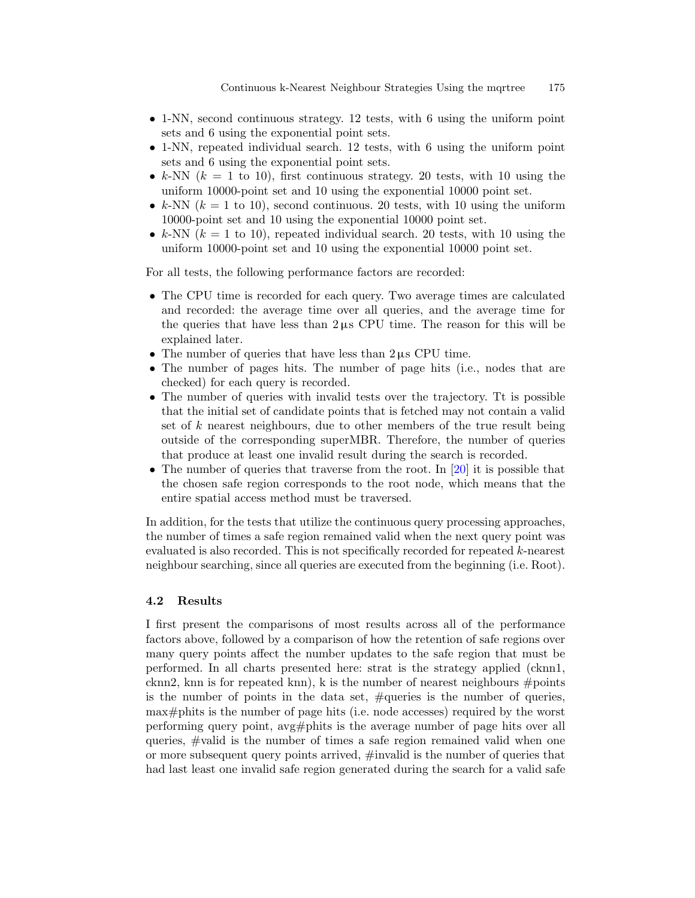- 1-NN, second continuous strategy. 12 tests, with 6 using the uniform point sets and 6 using the exponential point sets.
- 1-NN, repeated individual search. 12 tests, with 6 using the uniform point sets and 6 using the exponential point sets.
- $k$-NN ($k$ = 1 to 10), first continuous strategy. 20 tests, with 10 using the uniform 10000-point set and 10 using the exponential 10000 point set.
- $k$-NN ($k$ = 1 to 10), second continuous. 20 tests, with 10 using the uniform 10000-point set and 10 using the exponential 10000 point set.
- $k$-NN ($k$ = 1 to 10), repeated individual search. 20 tests, with 10 using the uniform 10000-point set and 10 using the exponential 10000 point set.

For all tests, the following performance factors are recorded:

- The CPU time is recorded for each query. Two average times are calculated and recorded: the average time over all queries, and the average time for the queries that have less than 2 µs CPU time. The reason for this will be explained later.
- The number of queries that have less than 2 µs CPU time.
- The number of pages hits. The number of page hits (i.e., nodes that are checked) for each query is recorded.
- The number of queries with invalid tests over the trajectory. Tt is possible that the initial set of candidate points that is fetched may not contain a valid set of $k$ nearest neighbours, due to other members of the true result being outside of the corresponding superMBR. Therefore, the number of queries that produce at least one invalid result during the search is recorded.
- The number of queries that traverse from the root. In [20] it is possible that the chosen safe region corresponds to the root node, which means that the entire spatial access method must be traversed.

In addition, for the tests that utilize the continuous query processing approaches, the number of times a safe region remained valid when the next query point was evaluated is also recorded. This is not specifically recorded for repeated $k$-nearest neighbour searching, since all queries are executed from the beginning (i.e. Root).

### 4.2 Results

I first present the comparisons of most results across all of the performance factors above, followed by a comparison of how the retention of safe regions over many query points affect the number updates to the safe region that must be performed. In all charts presented here: strat is the strategy applied (cknn1, cknn2, knn is for repeated knn), k is the number of nearest neighbours #points is the number of points in the data set, #queries is the number of queries, max#phits is the number of page hits (i.e. node accesses) required by the worst performing query point, avg#phits is the average number of page hits over all queries, #valid is the number of times a safe region remained valid when one or more subsequent query points arrived, #invalid is the number of queries that had last least one invalid safe region generated during the search for a valid safe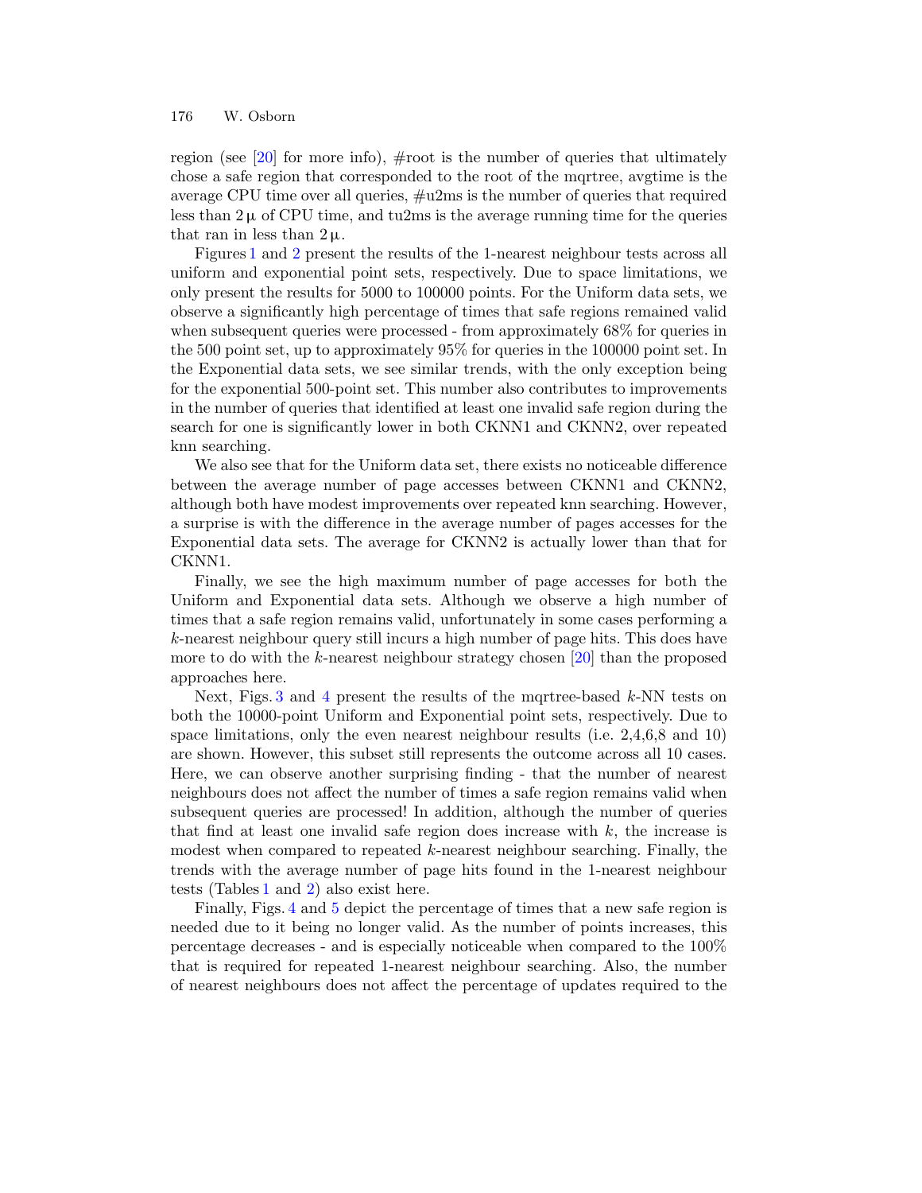region (see [20] for more info), #root is the number of queries that ultimately chose a safe region that corresponded to the root of the mqrtree, avgtime is the average CPU time over all queries, #u2ms is the number of queries that required less than 2 μ of CPU time, and tu2ms is the average running time for the queries that ran in less than 2 μ.

Figures 1 and 2 present the results of the 1-nearest neighbour tests across all uniform and exponential point sets, respectively. Due to space limitations, we only present the results for 5000 to 100000 points. For the Uniform data sets, we observe a significantly high percentage of times that safe regions remained valid when subsequent queries were processed - from approximately 68% for queries in the 500 point set, up to approximately 95% for queries in the 100000 point set. In the Exponential data sets, we see similar trends, with the only exception being for the exponential 500-point set. This number also contributes to improvements in the number of queries that identified at least one invalid safe region during the search for one is significantly lower in both CKNN1 and CKNN2, over repeated knn searching.

We also see that for the Uniform data set, there exists no noticeable difference between the average number of page accesses between CKNN1 and CKNN2, although both have modest improvements over repeated knn searching. However, a surprise is with the difference in the average number of pages accesses for the Exponential data sets. The average for CKNN2 is actually lower than that for CKNN1.

Finally, we see the high maximum number of page accesses for both the Uniform and Exponential data sets. Although we observe a high number of times that a safe region remains valid, unfortunately in some cases performing a $k$-nearest neighbour query still incurs a high number of page hits. This does have more to do with the $k$-nearest neighbour strategy chosen [20] than the proposed approaches here.

Next, Figs. 3 and 4 present the results of the mqrtree-based $k$-NN tests on both the 10000-point Uniform and Exponential point sets, respectively. Due to space limitations, only the even nearest neighbour results (i.e. 2,4,6,8 and 10) are shown. However, this subset still represents the outcome across all 10 cases. Here, we can observe another surprising finding - that the number of nearest neighbours does not affect the number of times a safe region remains valid when subsequent queries are processed! In addition, although the number of queries that find at least one invalid safe region does increase with $k$, the increase is modest when compared to repeated $k$-nearest neighbour searching. Finally, the trends with the average number of page hits found in the 1-nearest neighbour tests (Tables 1 and 2) also exist here.

Finally, Figs. 4 and 5 depict the percentage of times that a new safe region is needed due to it being no longer valid. As the number of points increases, this percentage decreases - and is especially noticeable when compared to the 100% that is required for repeated 1-nearest neighbour searching. Also, the number of nearest neighbours does not affect the percentage of updates required to the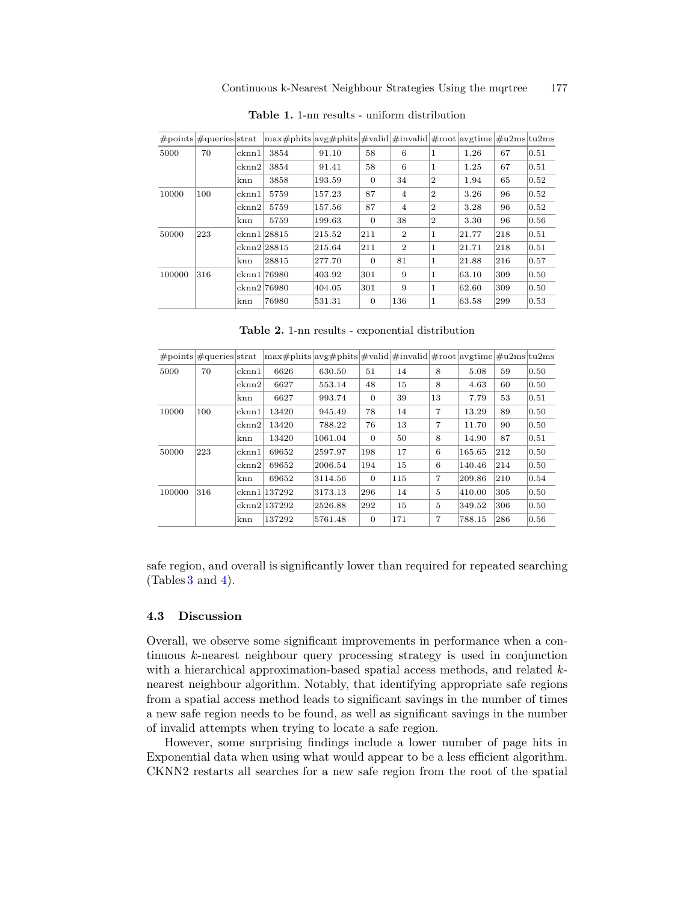**Table 1.** 1-nn results - uniform distribution

| #points | #queries | strat | max#phits | avg#phits | #valid | #invalid | #root | avgtime | #u2ms | tu2ms |
|---|---|---|---|---|---|---|---|---|---|---|
| 5000 | 70 | cknn1 | 3854 | 91.10 | 58 | 6 | 1 | 1.26 | 67 | 0.51 |
| | | cknn2 | 3854 | 91.41 | 58 | 6 | 1 | 1.25 | 67 | 0.51 |
| | | knn | 3858 | 193.59 | 0 | 34 | 2 | 1.94 | 65 | 0.52 |
| 10000 | 100 | cknn1 | 5759 | 157.23 | 87 | 4 | 2 | 3.26 | 96 | 0.52 |
| | | cknn2 | 5759 | 157.56 | 87 | 4 | 2 | 3.28 | 96 | 0.52 |
| | | knn | 5759 | 199.63 | 0 | 38 | 2 | 3.30 | 96 | 0.56 |
| 50000 | 223 | cknn1 | 28815 | 215.52 | 211 | 2 | 1 | 21.77 | 218 | 0.51 |
| | | cknn2 | 28815 | 215.64 | 211 | 2 | 1 | 21.71 | 218 | 0.51 |
| | | knn | 28815 | 277.70 | 0 | 81 | 1 | 21.88 | 216 | 0.57 |
| 100000 | 316 | cknn1 | 76980 | 403.92 | 301 | 9 | 1 | 63.10 | 309 | 0.50 |
| | | cknn2 | 76980 | 404.05 | 301 | 9 | 1 | 62.60 | 309 | 0.50 |
| | | knn | 76980 | 531.31 | 0 | 136 | 1 | 63.58 | 299 | 0.53 |

**Table 2.** 1-nn results - exponential distribution

| #points | #queries | strat | max#phits | avg#phits | #valid | #invalid | #root | avgtime | #u2ms | tu2ms |
|---|---|---|---|---|---|---|---|---|---|---|
| 5000 | 70 | cknn1 | 6626 | 630.50 | 51 | 14 | 8 | 5.08 | 59 | 0.50 |
| | | cknn2 | 6627 | 553.14 | 48 | 15 | 8 | 4.63 | 60 | 0.50 |
| | | knn | 6627 | 993.74 | 0 | 39 | 13 | 7.79 | 53 | 0.51 |
| 10000 | 100 | cknn1 | 13420 | 945.49 | 78 | 14 | 7 | 13.29 | 89 | 0.50 |
| | | cknn2 | 13420 | 788.22 | 76 | 13 | 7 | 11.70 | 90 | 0.50 |
| | | knn | 13420 | 1061.04 | 0 | 50 | 8 | 14.90 | 87 | 0.51 |
| 50000 | 223 | cknn1 | 69652 | 2597.97 | 198 | 17 | 6 | 165.65 | 212 | 0.50 |
| | | cknn2 | 69652 | 2006.54 | 194 | 15 | 6 | 140.46 | 214 | 0.50 |
| | | knn | 69652 | 3114.56 | 0 | 115 | 7 | 209.86 | 210 | 0.54 |
| 100000 | 316 | cknn1 | 137292 | 3173.13 | 296 | 14 | 5 | 410.00 | 305 | 0.50 |
| | | cknn2 | 137292 | 2526.88 | 292 | 15 | 5 | 349.52 | 306 | 0.50 |
| | | knn | 137292 | 5761.48 | 0 | 171 | 7 | 788.15 | 286 | 0.56 |

safe region, and overall is significantly lower than required for repeated searching (Tables 3 and 4).

### 4.3 Discussion

Overall, we observe some significant improvements in performance when a continuous $k$-nearest neighbour query processing strategy is used in conjunction with a hierarchical approximation-based spatial access methods, and related $k$-nearest neighbour algorithm. Notably, that identifying appropriate safe regions from a spatial access method leads to significant savings in the number of times a new safe region needs to be found, as well as significant savings in the number of invalid attempts when trying to locate a safe region.

However, some surprising findings include a lower number of page hits in Exponential data when using what would appear to be a less efficient algorithm. CKNN2 restarts all searches for a new safe region from the root of the spatial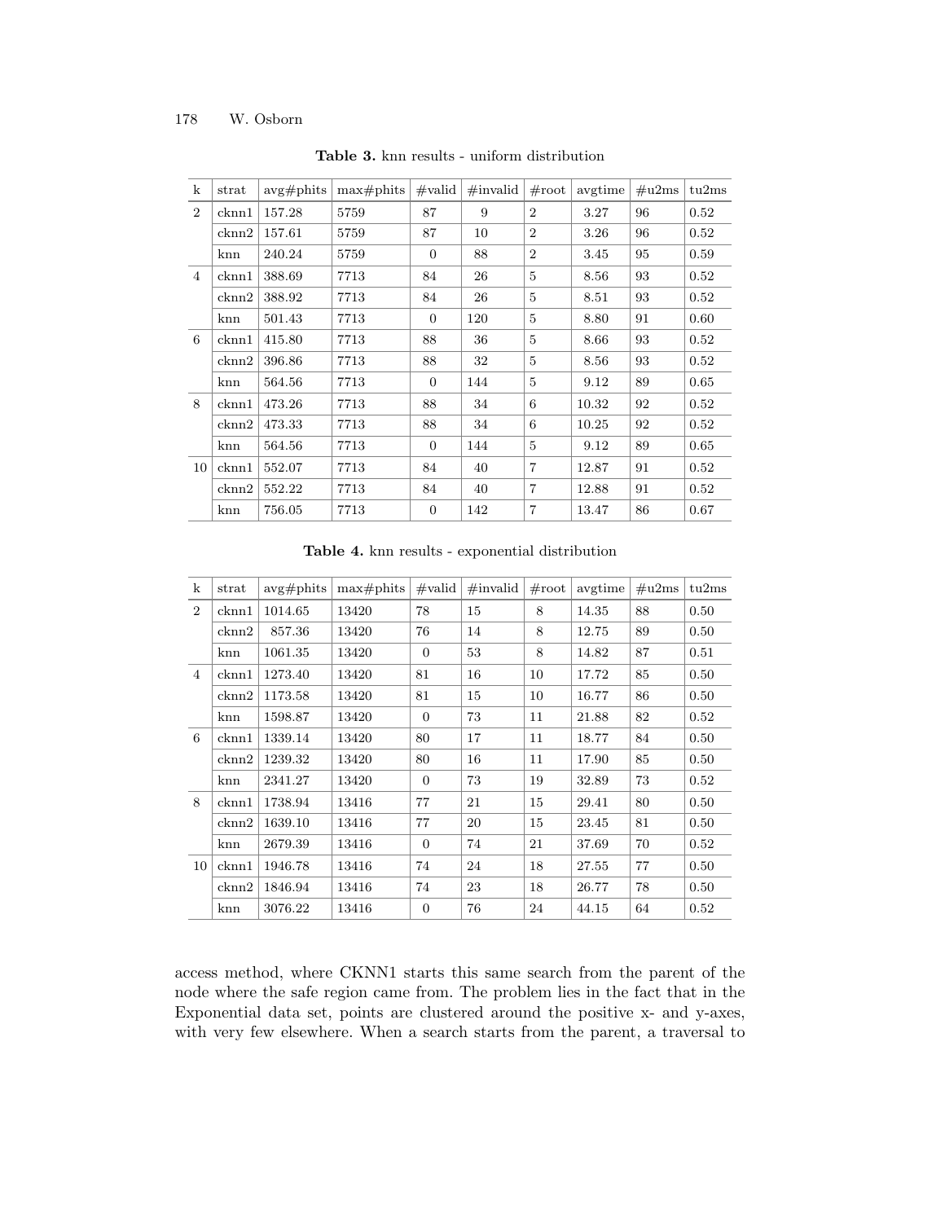**Table 3.** knn results - uniform distribution

| k | strat | avg#phits | max#phits | #valid | #invalid | #root | avgtime | #u2ms | tu2ms |
|---|---|---|---|---|---|---|---|---|---|
| 2 | cknn1 | 157.28 | 5759 | 87 | 9 | 2 | 3.27 | 96 | 0.52 |
| | cknn2 | 157.61 | 5759 | 87 | 10 | 2 | 3.26 | 96 | 0.52 |
| | knn | 240.24 | 5759 | 0 | 88 | 2 | 3.45 | 95 | 0.59 |
| 4 | cknn1 | 388.69 | 7713 | 84 | 26 | 5 | 8.56 | 93 | 0.52 |
| | cknn2 | 388.92 | 7713 | 84 | 26 | 5 | 8.51 | 93 | 0.52 |
| | knn | 501.43 | 7713 | 0 | 120 | 5 | 8.80 | 91 | 0.60 |
| 6 | cknn1 | 415.80 | 7713 | 88 | 36 | 5 | 8.66 | 93 | 0.52 |
| | cknn2 | 396.86 | 7713 | 88 | 32 | 5 | 8.56 | 93 | 0.52 |
| | knn | 564.56 | 7713 | 0 | 144 | 5 | 9.12 | 89 | 0.65 |
| 8 | cknn1 | 473.26 | 7713 | 88 | 34 | 6 | 10.32 | 92 | 0.52 |
| | cknn2 | 473.33 | 7713 | 88 | 34 | 6 | 10.25 | 92 | 0.52 |
| | knn | 564.56 | 7713 | 0 | 144 | 5 | 9.12 | 89 | 0.65 |
| 10 | cknn1 | 552.07 | 7713 | 84 | 40 | 7 | 12.87 | 91 | 0.52 |
| | cknn2 | 552.22 | 7713 | 84 | 40 | 7 | 12.88 | 91 | 0.52 |
| | knn | 756.05 | 7713 | 0 | 142 | 7 | 13.47 | 86 | 0.67 |

**Table 4.** knn results - exponential distribution

| k | strat | avg#phits | max#phits | #valid | #invalid | #root | avgtime | #u2ms | tu2ms |
|---|---|---|---|---|---|---|---|---|---|
| 2 | cknn1 | 1014.65 | 13420 | 78 | 15 | 8 | 14.35 | 88 | 0.50 |
| | cknn2 | 857.36 | 13420 | 76 | 14 | 8 | 12.75 | 89 | 0.50 |
| | knn | 1061.35 | 13420 | 0 | 53 | 8 | 14.82 | 87 | 0.51 |
| 4 | cknn1 | 1273.40 | 13420 | 81 | 16 | 10 | 17.72 | 85 | 0.50 |
| | cknn2 | 1173.58 | 13420 | 81 | 15 | 10 | 16.77 | 86 | 0.50 |
| | knn | 1598.87 | 13420 | 0 | 73 | 11 | 21.88 | 82 | 0.52 |
| 6 | cknn1 | 1339.14 | 13420 | 80 | 17 | 11 | 18.77 | 84 | 0.50 |
| | cknn2 | 1239.32 | 13420 | 80 | 16 | 11 | 17.90 | 85 | 0.50 |
| | knn | 2341.27 | 13420 | 0 | 73 | 19 | 32.89 | 73 | 0.52 |
| 8 | cknn1 | 1738.94 | 13416 | 77 | 21 | 15 | 29.41 | 80 | 0.50 |
| | cknn2 | 1639.10 | 13416 | 77 | 20 | 15 | 23.45 | 81 | 0.50 |
| | knn | 2679.39 | 13416 | 0 | 74 | 21 | 37.69 | 70 | 0.52 |
| 10 | cknn1 | 1946.78 | 13416 | 74 | 24 | 18 | 27.55 | 77 | 0.50 |
| | cknn2 | 1846.94 | 13416 | 74 | 23 | 18 | 26.77 | 78 | 0.50 |
| | knn | 3076.22 | 13416 | 0 | 76 | 24 | 44.15 | 64 | 0.52 |

access method, where CKNN1 starts this same search from the parent of the node where the safe region came from. The problem lies in the fact that in the Exponential data set, points are clustered around the positive x- and y-axes, with very few elsewhere. When a search starts from the parent, a traversal to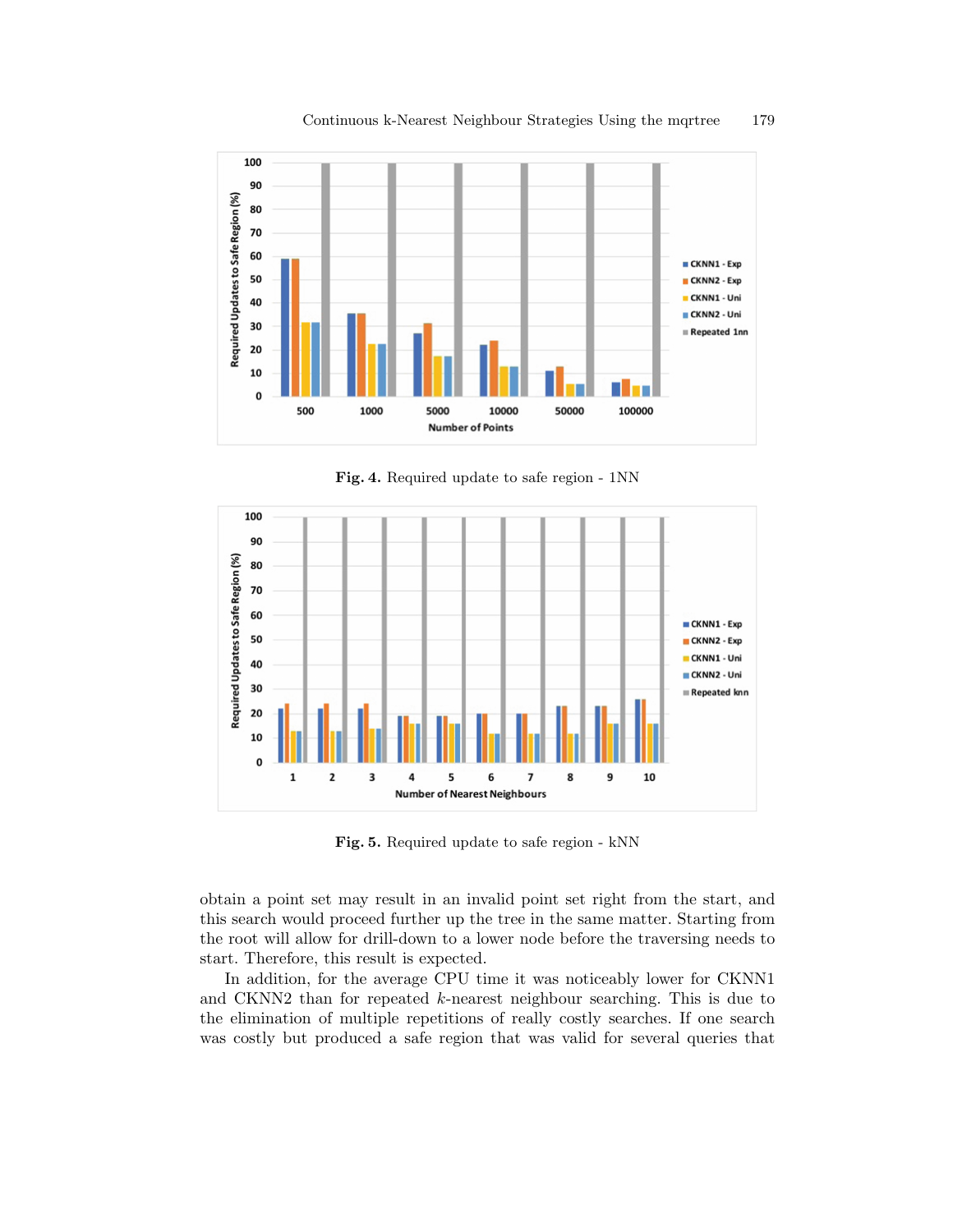**Fig. 4.** Required update to safe region - 1NN

**Fig. 5.** Required update to safe region - kNN

obtain a point set may result in an invalid point set right from the start, and this search would proceed further up the tree in the same matter. Starting from the root will allow for drill-down to a lower node before the traversing needs to start. Therefore, this result is expected.

In addition, for the average CPU time it was noticeably lower for CKNN1 and CKNN2 than for repeated $k$-nearest neighbour searching. This is due to the elimination of multiple repetitions of really costly searches. If one search was costly but produced a safe region that was valid for several queries that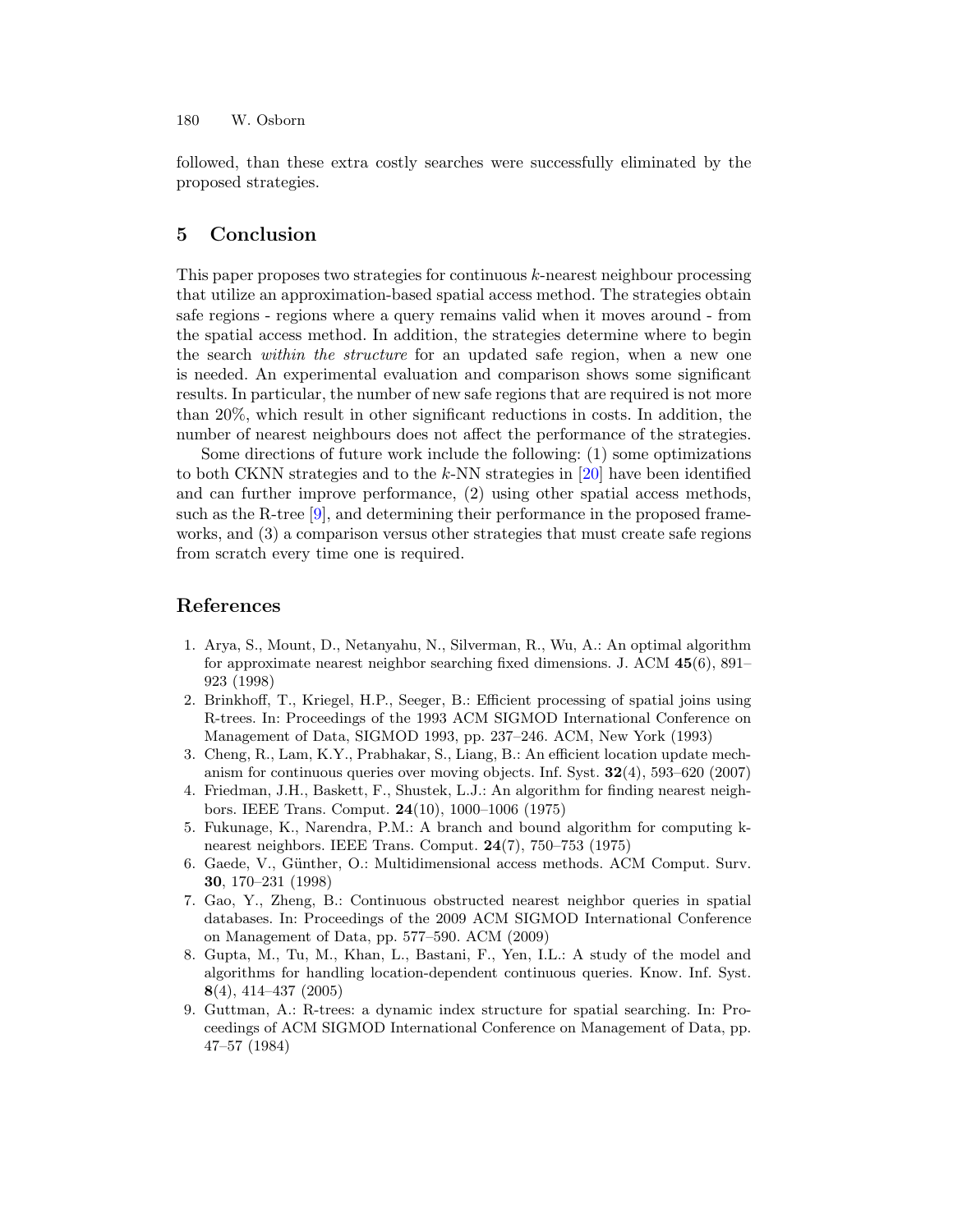followed, than these extra costly searches were successfully eliminated by the proposed strategies.

## 5 Conclusion

This paper proposes two strategies for continuous $k$-nearest neighbour processing that utilize an approximation-based spatial access method. The strategies obtain safe regions - regions where a query remains valid when it moves around - from the spatial access method. In addition, the strategies determine where to begin the search *within the structure* for an updated safe region, when a new one is needed. An experimental evaluation and comparison shows some significant results. In particular, the number of new safe regions that are required is not more than 20%, which result in other significant reductions in costs. In addition, the number of nearest neighbours does not affect the performance of the strategies.

Some directions of future work include the following: (1) some optimizations to both CKNN strategies and to the $k$-NN strategies in [20] have been identified and can further improve performance, (2) using other spatial access methods, such as the R-tree [9], and determining their performance in the proposed frameworks, and (3) a comparison versus other strategies that must create safe regions from scratch every time one is required.

## References

1. Arya, S., Mount, D., Netanyahu, N., Silverman, R., Wu, A.: An optimal algorithm for approximate nearest neighbor searching fixed dimensions. J. ACM **45**(6), 891–923 (1998)
2. Brinkhoff, T., Kriegel, H.P., Seeger, B.: Efficient processing of spatial joins using R-trees. In: Proceedings of the 1993 ACM SIGMOD International Conference on Management of Data, SIGMOD 1993, pp. 237–246. ACM, New York (1993)
3. Cheng, R., Lam, K.Y., Prabhakar, S., Liang, B.: An efficient location update mechanism for continuous queries over moving objects. Inf. Syst. **32**(4), 593–620 (2007)
4. Friedman, J.H., Baskett, F., Shustek, L.J.: An algorithm for finding nearest neighbors. IEEE Trans. Comput. **24**(10), 1000–1006 (1975)
5. Fukunage, K., Narendra, P.M.: A branch and bound algorithm for computing k-nearest neighbors. IEEE Trans. Comput. **24**(7), 750–753 (1975)
6. Gaede, V., Günther, O.: Multidimensional access methods. ACM Comput. Surv. **30**, 170–231 (1998)
7. Gao, Y., Zheng, B.: Continuous obstructed nearest neighbor queries in spatial databases. In: Proceedings of the 2009 ACM SIGMOD International Conference on Management of Data, pp. 577–590. ACM (2009)
8. Gupta, M., Tu, M., Khan, L., Bastani, F., Yen, I.L.: A study of the model and algorithms for handling location-dependent continuous queries. Know. Inf. Syst. **8**(4), 414–437 (2005)
9. Guttman, A.: R-trees: a dynamic index structure for spatial searching. In: Proceedings of ACM SIGMOD International Conference on Management of Data, pp. 47–57 (1984)